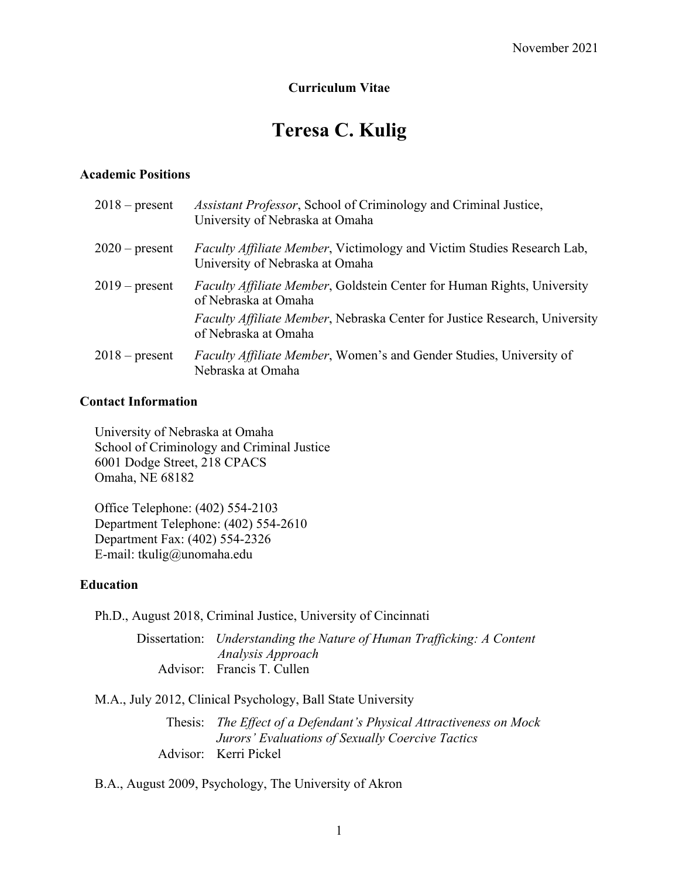November 2021

**Curriculum Vitae**

# Teresa C. Kulig

## Academic Positions

2018 – present — *Assistant Professor*, School of Criminology and Criminal Justice, University of Nebraska at Omaha

2020 – present — *Faculty Affiliate Member*, Victimology and Victim Studies Research Lab, University of Nebraska at Omaha

2019 – present — *Faculty Affiliate Member*, Goldstein Center for Human Rights, University of Nebraska at Omaha

*Faculty Affiliate Member*, Nebraska Center for Justice Research, University of Nebraska at Omaha

2018 – present — *Faculty Affiliate Member*, Women's and Gender Studies, University of Nebraska at Omaha

## Contact Information

University of Nebraska at Omaha
School of Criminology and Criminal Justice
6001 Dodge Street, 218 CPACS
Omaha, NE 68182

Office Telephone: (402) 554-2103
Department Telephone: (402) 554-2610
Department Fax: (402) 554-2326
E-mail: tkulig@unomaha.edu

## Education

Ph.D., August 2018, Criminal Justice, University of Cincinnati

Dissertation: *Understanding the Nature of Human Trafficking: A Content Analysis Approach*
Advisor: Francis T. Cullen

M.A., July 2012, Clinical Psychology, Ball State University

Thesis: *The Effect of a Defendant's Physical Attractiveness on Mock Jurors' Evaluations of Sexually Coercive Tactics*
Advisor: Kerri Pickel

B.A., August 2009, Psychology, The University of Akron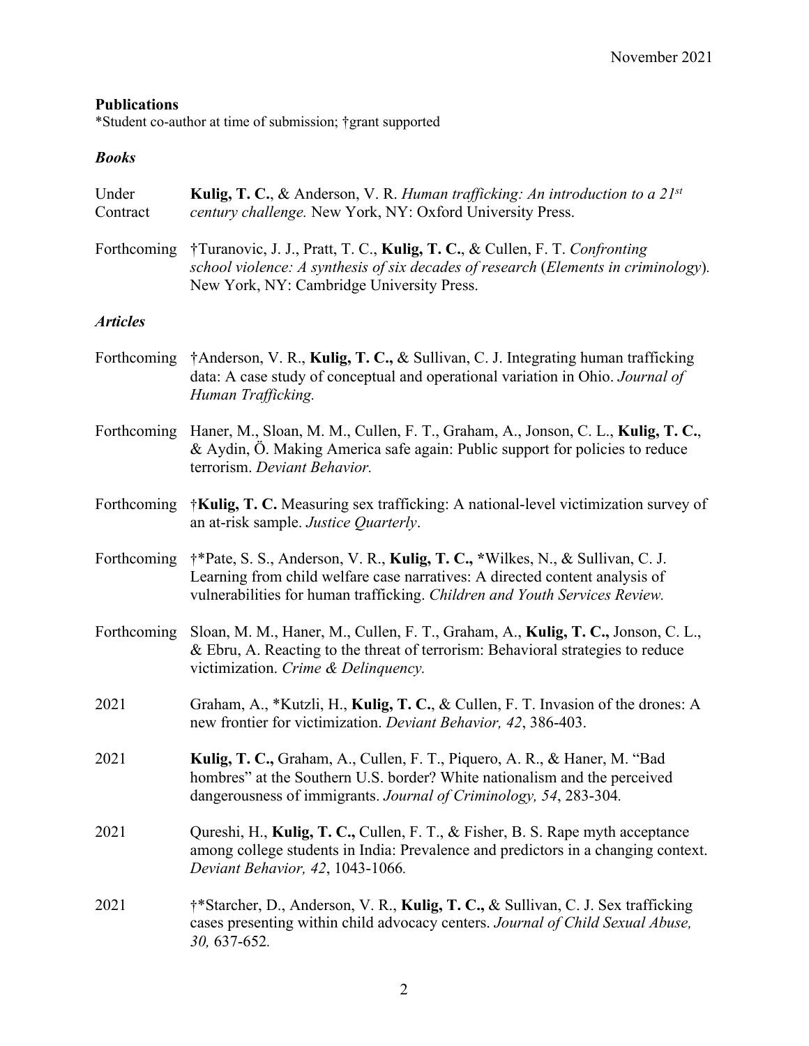November 2021

**Publications**

*Student co-author at time of submission; †grant supported

***Books***

Under Contract **Kulig, T. C.**, & Anderson, V. R. *Human trafficking: An introduction to a 21st century challenge.* New York, NY: Oxford University Press.

Forthcoming †Turanovic, J. J., Pratt, T. C., **Kulig, T. C.**, & Cullen, F. T. *Confronting school violence: A synthesis of six decades of research* (*Elements in criminology*). New York, NY: Cambridge University Press.

***Articles***

Forthcoming †Anderson, V. R., **Kulig, T. C.,** & Sullivan, C. J. Integrating human trafficking data: A case study of conceptual and operational variation in Ohio. *Journal of Human Trafficking.*

Forthcoming Haner, M., Sloan, M. M., Cullen, F. T., Graham, A., Jonson, C. L., **Kulig, T. C.**, & Aydin, Ö. Making America safe again: Public support for policies to reduce terrorism. *Deviant Behavior.*

Forthcoming †**Kulig, T. C.** Measuring sex trafficking: A national-level victimization survey of an at-risk sample. *Justice Quarterly*.

Forthcoming †*Pate, S. S., Anderson, V. R., **Kulig, T. C.,** *Wilkes, N., & Sullivan, C. J. Learning from child welfare case narratives: A directed content analysis of vulnerabilities for human trafficking. *Children and Youth Services Review.*

Forthcoming Sloan, M. M., Haner, M., Cullen, F. T., Graham, A., **Kulig, T. C.,** Jonson, C. L., & Ebru, A. Reacting to the threat of terrorism: Behavioral strategies to reduce victimization. *Crime & Delinquency.*

2021 Graham, A., *Kutzli, H., **Kulig, T. C.**, & Cullen, F. T. Invasion of the drones: A new frontier for victimization. *Deviant Behavior, 42*, 386-403.

2021 **Kulig, T. C.,** Graham, A., Cullen, F. T., Piquero, A. R., & Haner, M. "Bad hombres" at the Southern U.S. border? White nationalism and the perceived dangerousness of immigrants. *Journal of Criminology, 54*, 283-304.

2021 Qureshi, H., **Kulig, T. C.,** Cullen, F. T., & Fisher, B. S. Rape myth acceptance among college students in India: Prevalence and predictors in a changing context. *Deviant Behavior, 42*, 1043-1066.

2021 †*Starcher, D., Anderson, V. R., **Kulig, T. C.,** & Sullivan, C. J. Sex trafficking cases presenting within child advocacy centers. *Journal of Child Sexual Abuse, 30,* 637-652.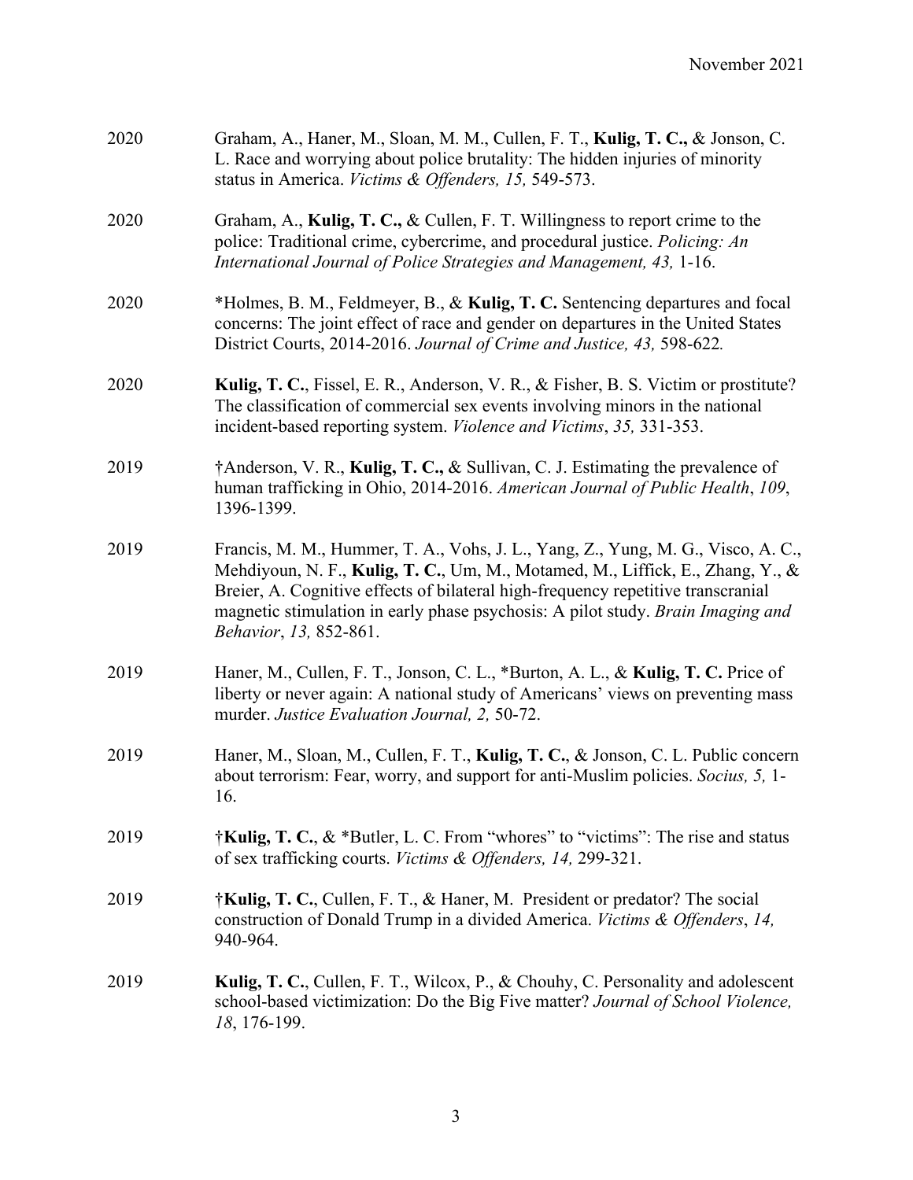2020 Graham, A., Haner, M., Sloan, M. M., Cullen, F. T., **Kulig, T. C.,** & Jonson, C. L. Race and worrying about police brutality: The hidden injuries of minority status in America. *Victims & Offenders, 15,* 549-573.

2020 Graham, A., **Kulig, T. C.,** & Cullen, F. T. Willingness to report crime to the police: Traditional crime, cybercrime, and procedural justice. *Policing: An International Journal of Police Strategies and Management, 43,* 1-16.

2020 *Holmes, B. M., Feldmeyer, B., & **Kulig, T. C.** Sentencing departures and focal concerns: The joint effect of race and gender on departures in the United States District Courts, 2014-2016. *Journal of Crime and Justice, 43,* 598-622*.*

2020 **Kulig, T. C.**, Fissel, E. R., Anderson, V. R., & Fisher, B. S. Victim or prostitute? The classification of commercial sex events involving minors in the national incident-based reporting system. *Violence and Victims*, *35,* 331-353.

2019 †Anderson, V. R., **Kulig, T. C.,** & Sullivan, C. J. Estimating the prevalence of human trafficking in Ohio, 2014-2016. *American Journal of Public Health*, *109*, 1396-1399.

2019 Francis, M. M., Hummer, T. A., Vohs, J. L., Yang, Z., Yung, M. G., Visco, A. C., Mehdiyoun, N. F., **Kulig, T. C.**, Um, M., Motamed, M., Liffick, E., Zhang, Y., & Breier, A. Cognitive effects of bilateral high-frequency repetitive transcranial magnetic stimulation in early phase psychosis: A pilot study. *Brain Imaging and Behavior*, *13,* 852-861.

2019 Haner, M., Cullen, F. T., Jonson, C. L., *Burton, A. L., & **Kulig, T. C.** Price of liberty or never again: A national study of Americans' views on preventing mass murder. *Justice Evaluation Journal, 2,* 50-72.

2019 Haner, M., Sloan, M., Cullen, F. T., **Kulig, T. C.**, & Jonson, C. L. Public concern about terrorism: Fear, worry, and support for anti-Muslim policies. *Socius, 5,* 1-16.

2019 †**Kulig, T. C.**, & *Butler, L. C. From "whores" to "victims": The rise and status of sex trafficking courts. *Victims & Offenders, 14,* 299-321.

2019 †**Kulig, T. C.**, Cullen, F. T., & Haner, M. President or predator? The social construction of Donald Trump in a divided America. *Victims & Offenders*, *14,* 940-964.

2019 **Kulig, T. C.**, Cullen, F. T., Wilcox, P., & Chouhy, C. Personality and adolescent school-based victimization: Do the Big Five matter? *Journal of School Violence, 18*, 176-199.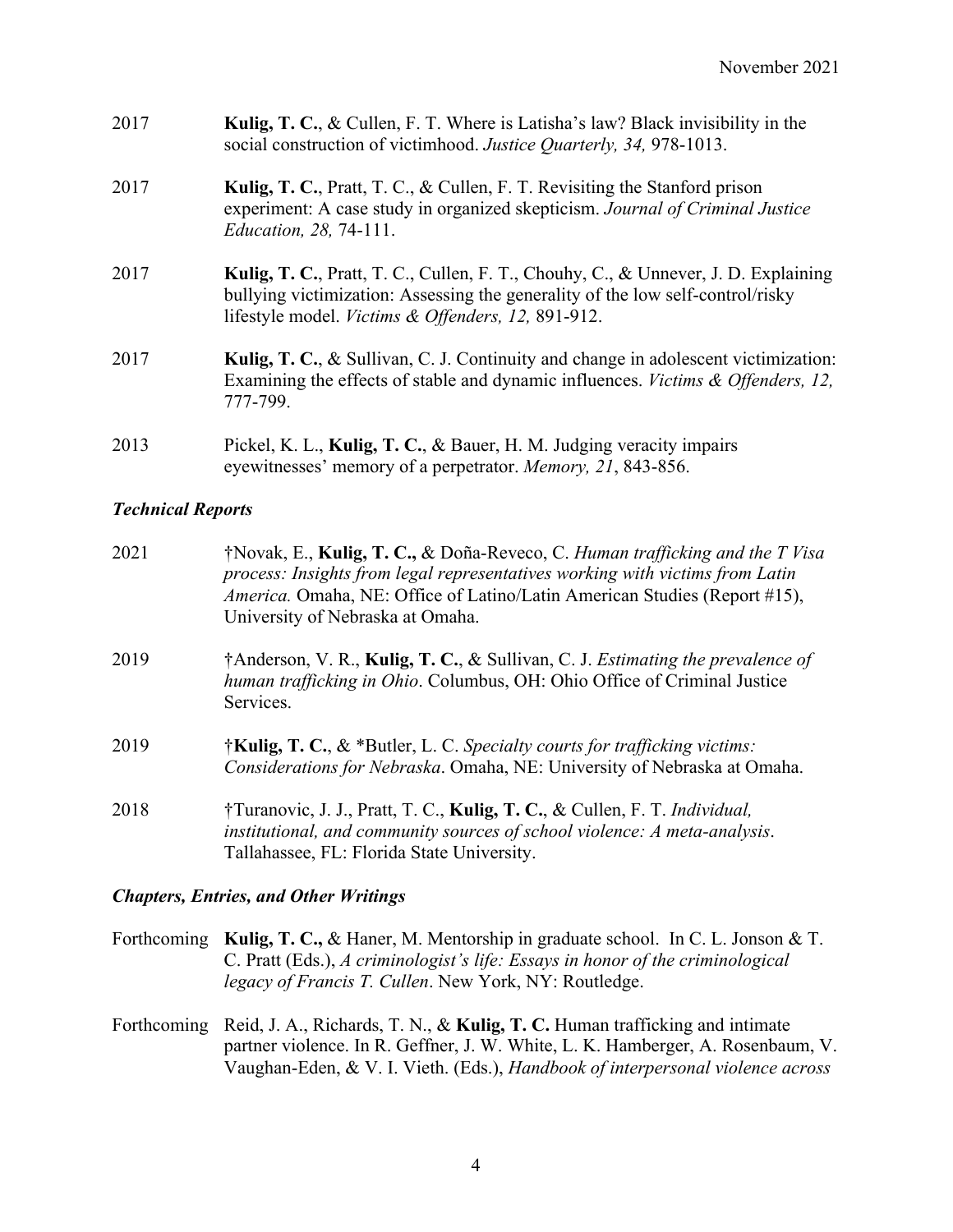2017 **Kulig, T. C.**, & Cullen, F. T. Where is Latisha's law? Black invisibility in the social construction of victimhood. *Justice Quarterly, 34,* 978-1013.

2017 **Kulig, T. C.**, Pratt, T. C., & Cullen, F. T. Revisiting the Stanford prison experiment: A case study in organized skepticism. *Journal of Criminal Justice Education, 28,* 74-111.

2017 **Kulig, T. C.**, Pratt, T. C., Cullen, F. T., Chouhy, C., & Unnever, J. D. Explaining bullying victimization: Assessing the generality of the low self-control/risky lifestyle model. *Victims & Offenders, 12,* 891-912.

2017 **Kulig, T. C.**, & Sullivan, C. J. Continuity and change in adolescent victimization: Examining the effects of stable and dynamic influences. *Victims & Offenders, 12,* 777-799.

2013 Pickel, K. L., **Kulig, T. C.**, & Bauer, H. M. Judging veracity impairs eyewitnesses' memory of a perpetrator. *Memory, 21*, 843-856.

### *Technical Reports*

2021 †Novak, E., **Kulig, T. C.,** & Doña-Reveco, C. *Human trafficking and the T Visa process: Insights from legal representatives working with victims from Latin America.* Omaha, NE: Office of Latino/Latin American Studies (Report #15), University of Nebraska at Omaha.

2019 †Anderson, V. R., **Kulig, T. C.**, & Sullivan, C. J. *Estimating the prevalence of human trafficking in Ohio*. Columbus, OH: Ohio Office of Criminal Justice Services.

2019 †**Kulig, T. C.**, & *Butler, L. C. *Specialty courts for trafficking victims: Considerations for Nebraska*. Omaha, NE: University of Nebraska at Omaha.

2018 †Turanovic, J. J., Pratt, T. C., **Kulig, T. C.**, & Cullen, F. T. *Individual, institutional, and community sources of school violence: A meta-analysis*. Tallahassee, FL: Florida State University.

### *Chapters, Entries, and Other Writings*

Forthcoming **Kulig, T. C.,** & Haner, M. Mentorship in graduate school. In C. L. Jonson & T. C. Pratt (Eds.), *A criminologist's life: Essays in honor of the criminological legacy of Francis T. Cullen*. New York, NY: Routledge.

Forthcoming Reid, J. A., Richards, T. N., & **Kulig, T. C.** Human trafficking and intimate partner violence. In R. Geffner, J. W. White, L. K. Hamberger, A. Rosenbaum, V. Vaughan-Eden, & V. I. Vieth. (Eds.), *Handbook of interpersonal violence across*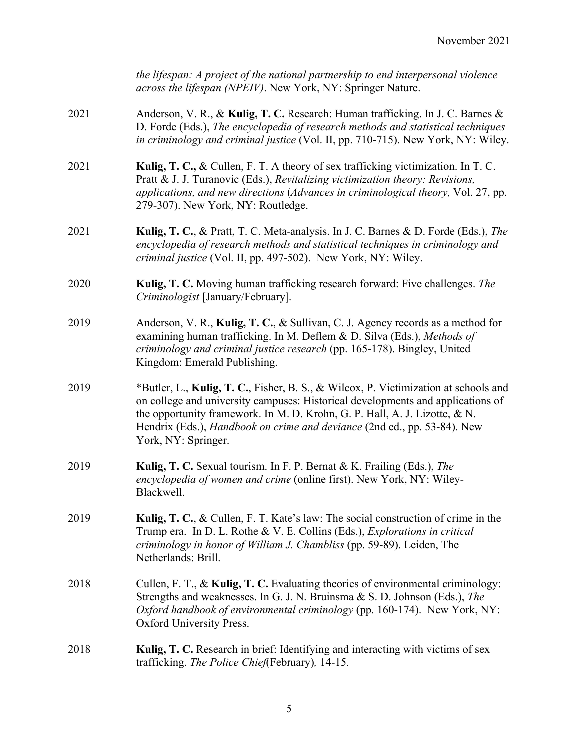*the lifespan: A project of the national partnership to end interpersonal violence across the lifespan (NPEIV)*. New York, NY: Springer Nature.

2021 Anderson, V. R., & **Kulig, T. C.** Research: Human trafficking. In J. C. Barnes & D. Forde (Eds.), *The encyclopedia of research methods and statistical techniques in criminology and criminal justice* (Vol. II, pp. 710-715). New York, NY: Wiley.

2021 **Kulig, T. C.,** & Cullen, F. T. A theory of sex trafficking victimization. In T. C. Pratt & J. J. Turanovic (Eds.), *Revitalizing victimization theory: Revisions, applications, and new directions* (*Advances in criminological theory,* Vol. 27, pp. 279-307). New York, NY: Routledge.

2021 **Kulig, T. C.**, & Pratt, T. C. Meta-analysis. In J. C. Barnes & D. Forde (Eds.), *The encyclopedia of research methods and statistical techniques in criminology and criminal justice* (Vol. II, pp. 497-502). New York, NY: Wiley.

2020 **Kulig, T. C.** Moving human trafficking research forward: Five challenges. *The Criminologist* [January/February].

2019 Anderson, V. R., **Kulig, T. C.**, & Sullivan, C. J. Agency records as a method for examining human trafficking. In M. Deflem & D. Silva (Eds.), *Methods of criminology and criminal justice research* (pp. 165-178). Bingley, United Kingdom: Emerald Publishing.

2019 *Butler, L., **Kulig, T. C.**, Fisher, B. S., & Wilcox, P. Victimization at schools and on college and university campuses: Historical developments and applications of the opportunity framework. In M. D. Krohn, G. P. Hall, A. J. Lizotte, & N. Hendrix (Eds.), *Handbook on crime and deviance* (2nd ed., pp. 53-84). New York, NY: Springer.

2019 **Kulig, T. C.** Sexual tourism. In F. P. Bernat & K. Frailing (Eds.), *The encyclopedia of women and crime* (online first). New York, NY: Wiley-Blackwell.

2019 **Kulig, T. C.**, & Cullen, F. T. Kate's law: The social construction of crime in the Trump era. In D. L. Rothe & V. E. Collins (Eds.), *Explorations in critical criminology in honor of William J. Chambliss* (pp. 59-89). Leiden, The Netherlands: Brill.

2018 Cullen, F. T., & **Kulig, T. C.** Evaluating theories of environmental criminology: Strengths and weaknesses. In G. J. N. Bruinsma & S. D. Johnson (Eds.), *The Oxford handbook of environmental criminology* (pp. 160-174). New York, NY: Oxford University Press.

2018 **Kulig, T. C.** Research in brief: Identifying and interacting with victims of sex trafficking. *The Police Chief*(February)*,* 14-15.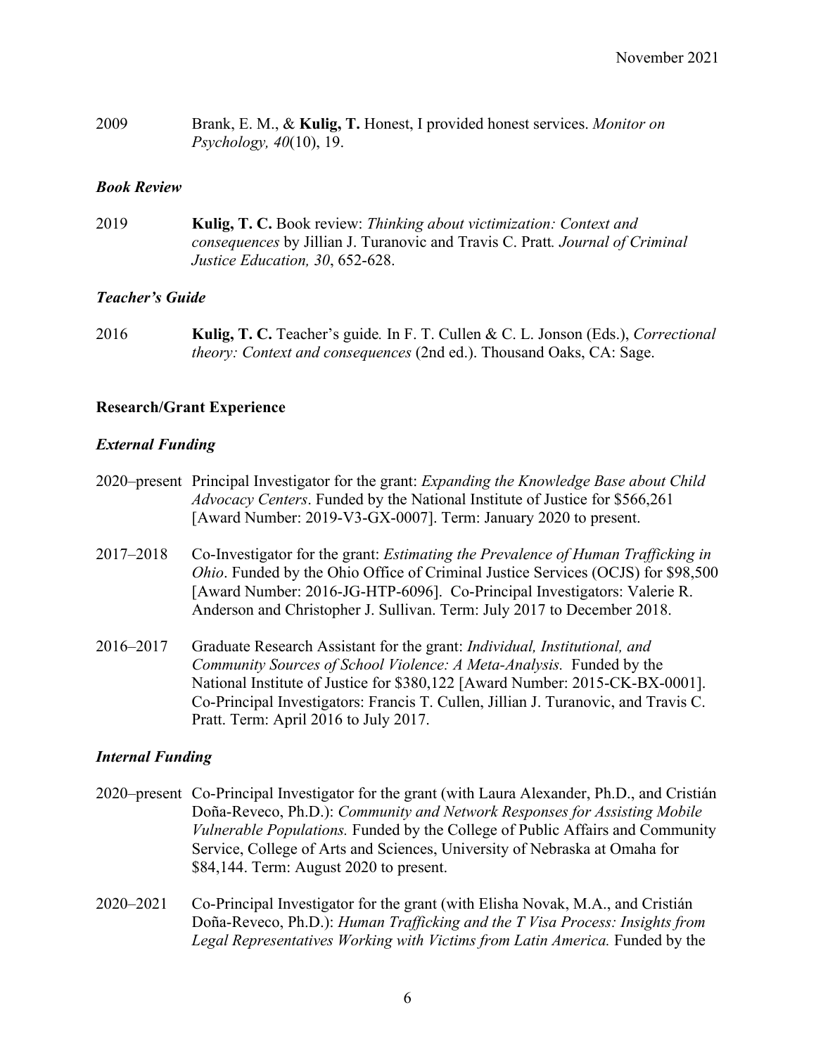2009 Brank, E. M., & **Kulig, T.** Honest, I provided honest services. *Monitor on Psychology, 40*(10), 19.

### *Book Review*

2019 **Kulig, T. C.** Book review: *Thinking about victimization: Context and consequences* by Jillian J. Turanovic and Travis C. Pratt*. Journal of Criminal Justice Education, 30*, 652-628.

### *Teacher's Guide*

2016 **Kulig, T. C.** Teacher's guide*.* In F. T. Cullen & C. L. Jonson (Eds.), *Correctional theory: Context and consequences* (2nd ed.). Thousand Oaks, CA: Sage.

## **Research/Grant Experience**

### *External Funding*

2020–present Principal Investigator for the grant: *Expanding the Knowledge Base about Child Advocacy Centers*. Funded by the National Institute of Justice for $566,261 [Award Number: 2019-V3-GX-0007]. Term: January 2020 to present.

2017–2018 Co-Investigator for the grant: *Estimating the Prevalence of Human Trafficking in Ohio*. Funded by the Ohio Office of Criminal Justice Services (OCJS) for $98,500 [Award Number: 2016-JG-HTP-6096]. Co-Principal Investigators: Valerie R. Anderson and Christopher J. Sullivan. Term: July 2017 to December 2018.

2016–2017 Graduate Research Assistant for the grant: *Individual, Institutional, and Community Sources of School Violence: A Meta-Analysis.* Funded by the National Institute of Justice for $380,122 [Award Number: 2015-CK-BX-0001]. Co-Principal Investigators: Francis T. Cullen, Jillian J. Turanovic, and Travis C. Pratt. Term: April 2016 to July 2017.

### *Internal Funding*

2020–present Co-Principal Investigator for the grant (with Laura Alexander, Ph.D., and Cristián Doña-Reveco, Ph.D.): *Community and Network Responses for Assisting Mobile Vulnerable Populations.* Funded by the College of Public Affairs and Community Service, College of Arts and Sciences, University of Nebraska at Omaha for $84,144. Term: August 2020 to present.

2020–2021 Co-Principal Investigator for the grant (with Elisha Novak, M.A., and Cristián Doña-Reveco, Ph.D.): *Human Trafficking and the T Visa Process: Insights from Legal Representatives Working with Victims from Latin America.* Funded by the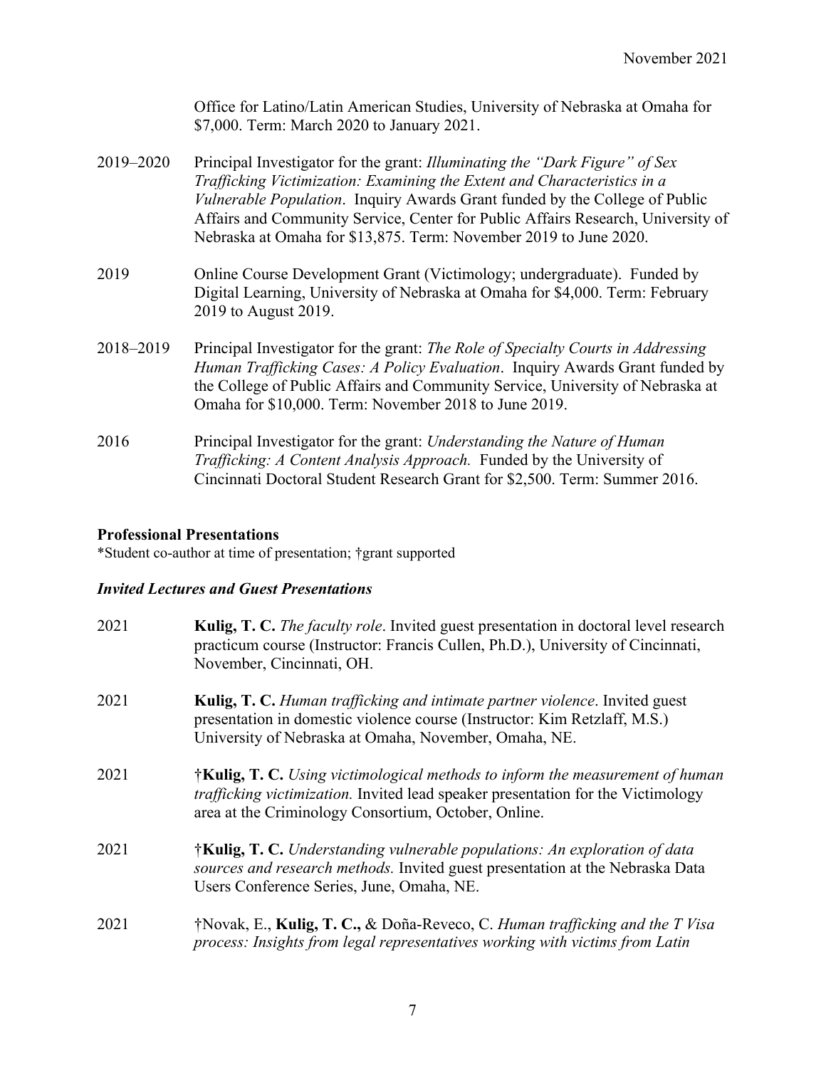Office for Latino/Latin American Studies, University of Nebraska at Omaha for $7,000. Term: March 2020 to January 2021.

2019–2020 Principal Investigator for the grant: *Illuminating the "Dark Figure" of Sex Trafficking Victimization: Examining the Extent and Characteristics in a Vulnerable Population*. Inquiry Awards Grant funded by the College of Public Affairs and Community Service, Center for Public Affairs Research, University of Nebraska at Omaha for $13,875. Term: November 2019 to June 2020.

2019 Online Course Development Grant (Victimology; undergraduate). Funded by Digital Learning, University of Nebraska at Omaha for $4,000. Term: February 2019 to August 2019.

2018–2019 Principal Investigator for the grant: *The Role of Specialty Courts in Addressing Human Trafficking Cases: A Policy Evaluation*. Inquiry Awards Grant funded by the College of Public Affairs and Community Service, University of Nebraska at Omaha for $10,000. Term: November 2018 to June 2019.

2016 Principal Investigator for the grant: *Understanding the Nature of Human Trafficking: A Content Analysis Approach.* Funded by the University of Cincinnati Doctoral Student Research Grant for $2,500. Term: Summer 2016.

### Professional Presentations

*Student co-author at time of presentation; †grant supported

#### *Invited Lectures and Guest Presentations*

2021 **Kulig, T. C.** *The faculty role*. Invited guest presentation in doctoral level research practicum course (Instructor: Francis Cullen, Ph.D.), University of Cincinnati, November, Cincinnati, OH.

2021 **Kulig, T. C.** *Human trafficking and intimate partner violence*. Invited guest presentation in domestic violence course (Instructor: Kim Retzlaff, M.S.) University of Nebraska at Omaha, November, Omaha, NE.

2021 †**Kulig, T. C.** *Using victimological methods to inform the measurement of human trafficking victimization.* Invited lead speaker presentation for the Victimology area at the Criminology Consortium, October, Online.

2021 †**Kulig, T. C.** *Understanding vulnerable populations: An exploration of data sources and research methods.* Invited guest presentation at the Nebraska Data Users Conference Series, June, Omaha, NE.

2021 †Novak, E., **Kulig, T. C.,** & Doña-Reveco, C. *Human trafficking and the T Visa process: Insights from legal representatives working with victims from Latin*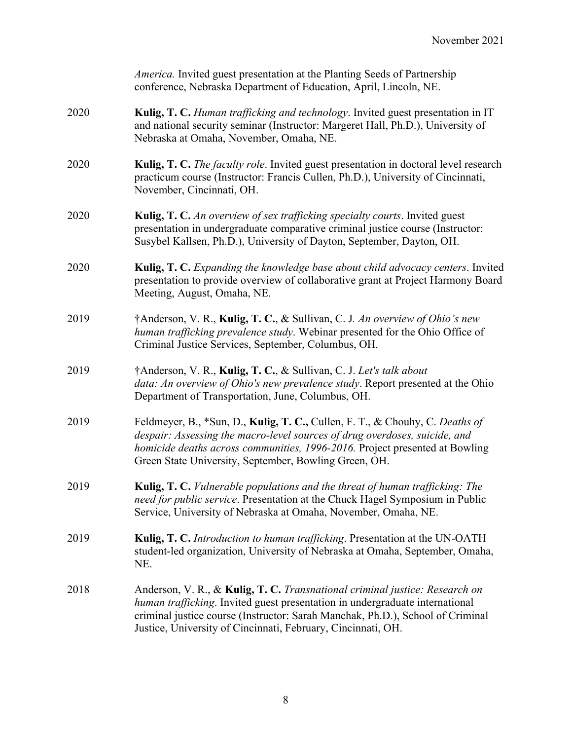*America.* Invited guest presentation at the Planting Seeds of Partnership conference, Nebraska Department of Education, April, Lincoln, NE.

2020 **Kulig, T. C.** *Human trafficking and technology*. Invited guest presentation in IT and national security seminar (Instructor: Margeret Hall, Ph.D.), University of Nebraska at Omaha, November, Omaha, NE.

2020 **Kulig, T. C.** *The faculty role*. Invited guest presentation in doctoral level research practicum course (Instructor: Francis Cullen, Ph.D.), University of Cincinnati, November, Cincinnati, OH.

2020 **Kulig, T. C.** *An overview of sex trafficking specialty courts*. Invited guest presentation in undergraduate comparative criminal justice course (Instructor: Susybel Kallsen, Ph.D.), University of Dayton, September, Dayton, OH.

2020 **Kulig, T. C.** *Expanding the knowledge base about child advocacy centers*. Invited presentation to provide overview of collaborative grant at Project Harmony Board Meeting, August, Omaha, NE.

2019 †Anderson, V. R., **Kulig, T. C.**, & Sullivan, C. J. *An overview of Ohio's new human trafficking prevalence study*. Webinar presented for the Ohio Office of Criminal Justice Services, September, Columbus, OH.

2019 †Anderson, V. R., **Kulig, T. C.**, & Sullivan, C. J. *Let's talk about data: An overview of Ohio's new prevalence study*. Report presented at the Ohio Department of Transportation, June, Columbus, OH.

2019 Feldmeyer, B., *Sun, D., **Kulig, T. C.,** Cullen, F. T., & Chouhy, C. *Deaths of despair: Assessing the macro-level sources of drug overdoses, suicide, and homicide deaths across communities, 1996-2016.* Project presented at Bowling Green State University, September, Bowling Green, OH.

2019 **Kulig, T. C.** *Vulnerable populations and the threat of human trafficking: The need for public service*. Presentation at the Chuck Hagel Symposium in Public Service, University of Nebraska at Omaha, November, Omaha, NE.

2019 **Kulig, T. C.** *Introduction to human trafficking*. Presentation at the UN-OATH student-led organization, University of Nebraska at Omaha, September, Omaha, NE.

2018 Anderson, V. R., & **Kulig, T. C.** *Transnational criminal justice: Research on human trafficking*. Invited guest presentation in undergraduate international criminal justice course (Instructor: Sarah Manchak, Ph.D.), School of Criminal Justice, University of Cincinnati, February, Cincinnati, OH.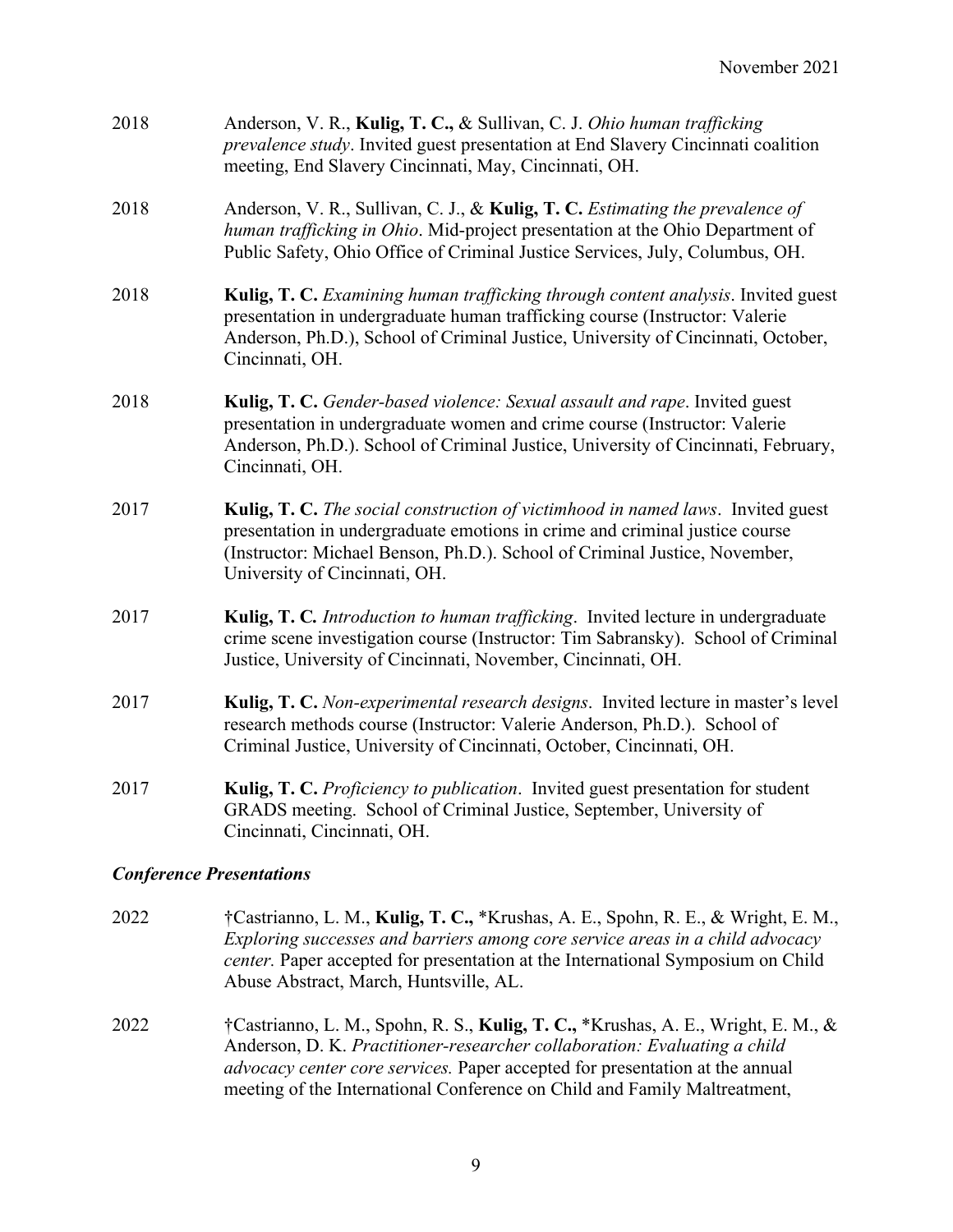2018 Anderson, V. R., **Kulig, T. C.,** & Sullivan, C. J. *Ohio human trafficking prevalence study*. Invited guest presentation at End Slavery Cincinnati coalition meeting, End Slavery Cincinnati, May, Cincinnati, OH.

2018 Anderson, V. R., Sullivan, C. J., & **Kulig, T. C.** *Estimating the prevalence of human trafficking in Ohio*. Mid-project presentation at the Ohio Department of Public Safety, Ohio Office of Criminal Justice Services, July, Columbus, OH.

2018 **Kulig, T. C.** *Examining human trafficking through content analysis*. Invited guest presentation in undergraduate human trafficking course (Instructor: Valerie Anderson, Ph.D.), School of Criminal Justice, University of Cincinnati, October, Cincinnati, OH.

2018 **Kulig, T. C.** *Gender-based violence: Sexual assault and rape*. Invited guest presentation in undergraduate women and crime course (Instructor: Valerie Anderson, Ph.D.). School of Criminal Justice, University of Cincinnati, February, Cincinnati, OH.

2017 **Kulig, T. C.** *The social construction of victimhood in named laws*. Invited guest presentation in undergraduate emotions in crime and criminal justice course (Instructor: Michael Benson, Ph.D.). School of Criminal Justice, November, University of Cincinnati, OH.

2017 **Kulig, T. C.** *Introduction to human trafficking*. Invited lecture in undergraduate crime scene investigation course (Instructor: Tim Sabransky). School of Criminal Justice, University of Cincinnati, November, Cincinnati, OH.

2017 **Kulig, T. C.** *Non-experimental research designs*. Invited lecture in master's level research methods course (Instructor: Valerie Anderson, Ph.D.). School of Criminal Justice, University of Cincinnati, October, Cincinnati, OH.

2017 **Kulig, T. C.** *Proficiency to publication*. Invited guest presentation for student GRADS meeting. School of Criminal Justice, September, University of Cincinnati, Cincinnati, OH.

### *Conference Presentations*

2022 †Castrianno, L. M., **Kulig, T. C.,** *Krushas, A. E., Spohn, R. E., & Wright, E. M., *Exploring successes and barriers among core service areas in a child advocacy center.* Paper accepted for presentation at the International Symposium on Child Abuse Abstract, March, Huntsville, AL.

2022 †Castrianno, L. M., Spohn, R. S., **Kulig, T. C.,** *Krushas, A. E., Wright, E. M., & Anderson, D. K. *Practitioner-researcher collaboration: Evaluating a child advocacy center core services.* Paper accepted for presentation at the annual meeting of the International Conference on Child and Family Maltreatment,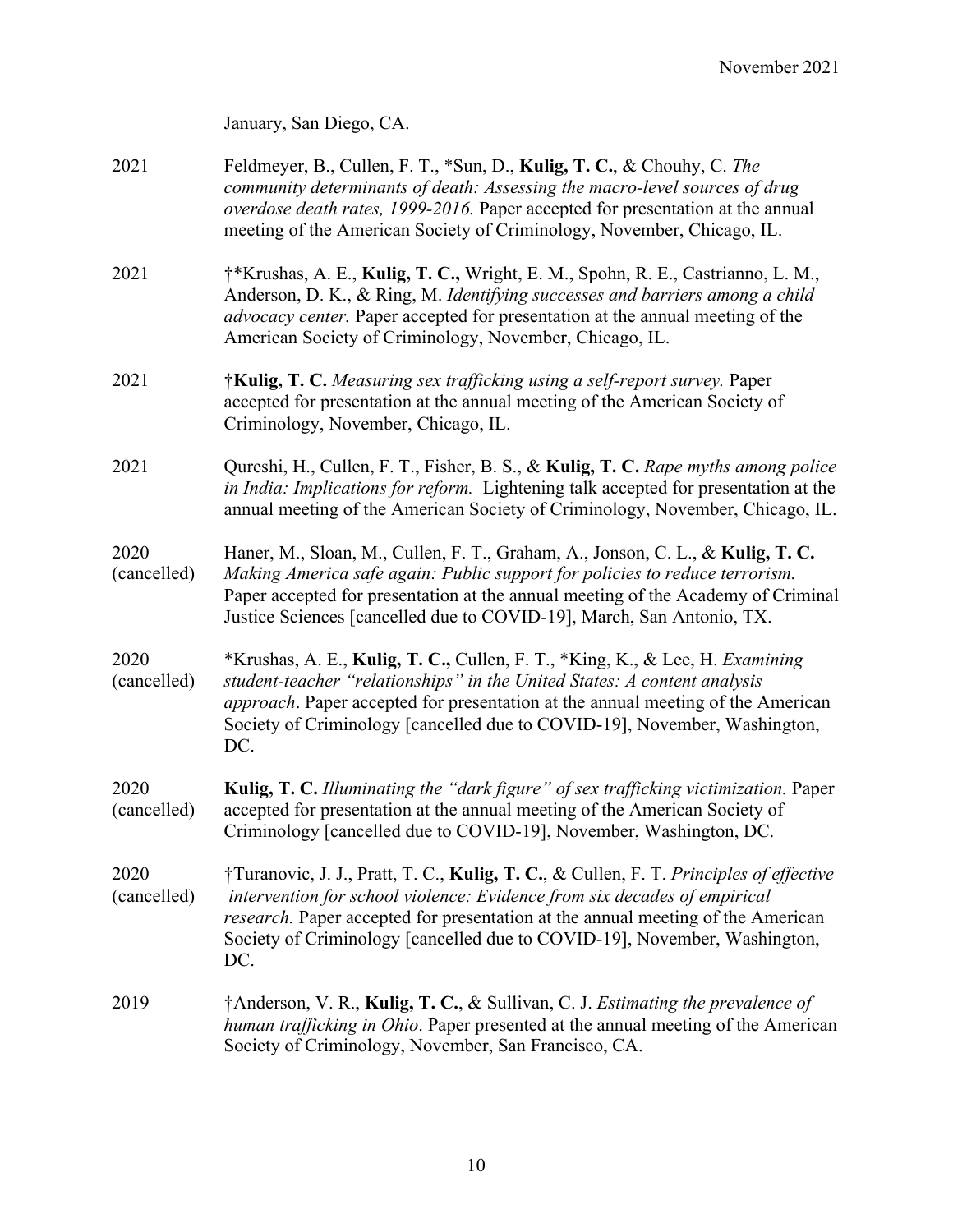January, San Diego, CA.

2021 Feldmeyer, B., Cullen, F. T., *Sun, D., **Kulig, T. C.**, & Chouhy, C. *The community determinants of death: Assessing the macro-level sources of drug overdose death rates, 1999-2016.* Paper accepted for presentation at the annual meeting of the American Society of Criminology, November, Chicago, IL.

2021 †*Krushas, A. E., **Kulig, T. C.,** Wright, E. M., Spohn, R. E., Castrianno, L. M., Anderson, D. K., & Ring, M. *Identifying successes and barriers among a child advocacy center.* Paper accepted for presentation at the annual meeting of the American Society of Criminology, November, Chicago, IL.

2021 †**Kulig, T. C.** *Measuring sex trafficking using a self-report survey.* Paper accepted for presentation at the annual meeting of the American Society of Criminology, November, Chicago, IL.

2021 Qureshi, H., Cullen, F. T., Fisher, B. S., & **Kulig, T. C.** *Rape myths among police in India: Implications for reform.* Lightening talk accepted for presentation at the annual meeting of the American Society of Criminology, November, Chicago, IL.

2020 (cancelled) Haner, M., Sloan, M., Cullen, F. T., Graham, A., Jonson, C. L., & **Kulig, T. C.** *Making America safe again: Public support for policies to reduce terrorism.* Paper accepted for presentation at the annual meeting of the Academy of Criminal Justice Sciences [cancelled due to COVID-19], March, San Antonio, TX.

2020 (cancelled) *Krushas, A. E., **Kulig, T. C.,** Cullen, F. T., *King, K., & Lee, H. *Examining student-teacher "relationships" in the United States: A content analysis approach*. Paper accepted for presentation at the annual meeting of the American Society of Criminology [cancelled due to COVID-19], November, Washington, DC.

2020 (cancelled) **Kulig, T. C.** *Illuminating the "dark figure" of sex trafficking victimization.* Paper accepted for presentation at the annual meeting of the American Society of Criminology [cancelled due to COVID-19], November, Washington, DC.

2020 (cancelled) †Turanovic, J. J., Pratt, T. C., **Kulig, T. C.**, & Cullen, F. T. *Principles of effective intervention for school violence: Evidence from six decades of empirical research.* Paper accepted for presentation at the annual meeting of the American Society of Criminology [cancelled due to COVID-19], November, Washington, DC.

2019 †Anderson, V. R., **Kulig, T. C.**, & Sullivan, C. J. *Estimating the prevalence of human trafficking in Ohio*. Paper presented at the annual meeting of the American Society of Criminology, November, San Francisco, CA.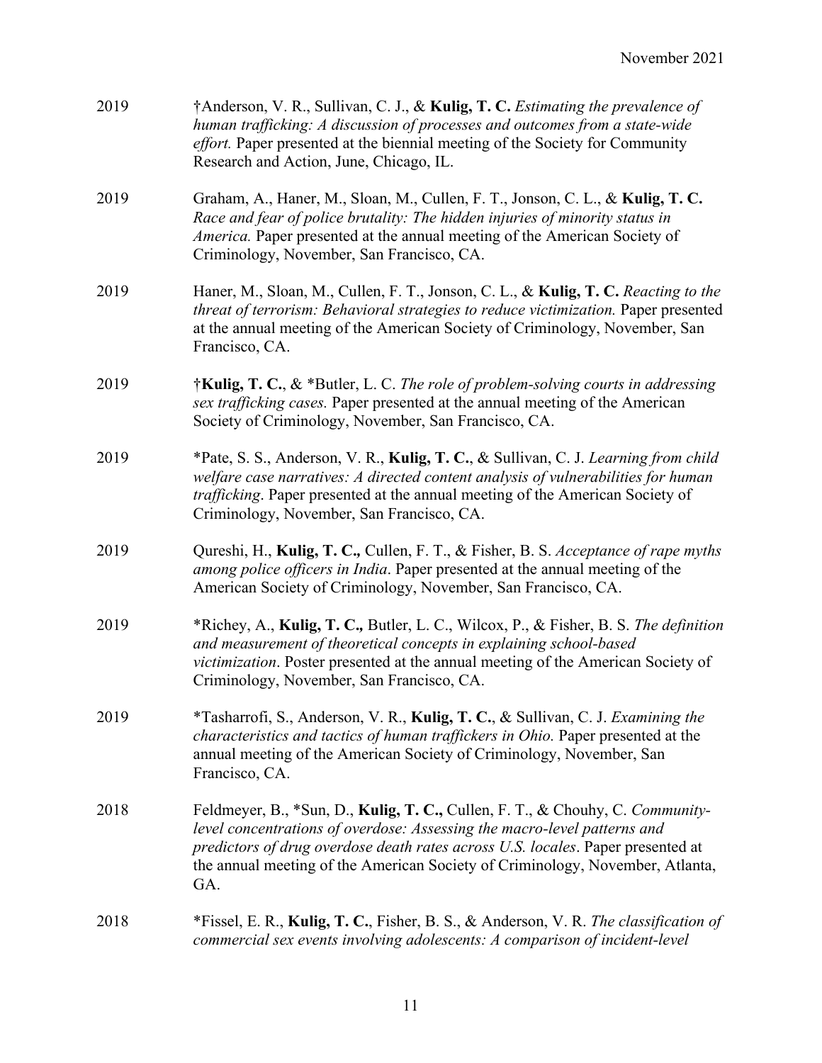2019 †Anderson, V. R., Sullivan, C. J., & **Kulig, T. C.** *Estimating the prevalence of human trafficking: A discussion of processes and outcomes from a state-wide effort.* Paper presented at the biennial meeting of the Society for Community Research and Action, June, Chicago, IL.

2019 Graham, A., Haner, M., Sloan, M., Cullen, F. T., Jonson, C. L., & **Kulig, T. C.** *Race and fear of police brutality: The hidden injuries of minority status in America.* Paper presented at the annual meeting of the American Society of Criminology, November, San Francisco, CA.

2019 Haner, M., Sloan, M., Cullen, F. T., Jonson, C. L., & **Kulig, T. C.** *Reacting to the threat of terrorism: Behavioral strategies to reduce victimization.* Paper presented at the annual meeting of the American Society of Criminology, November, San Francisco, CA.

2019 †**Kulig, T. C.**, & *Butler, L. C. *The role of problem-solving courts in addressing sex trafficking cases.* Paper presented at the annual meeting of the American Society of Criminology, November, San Francisco, CA.

2019 *Pate, S. S., Anderson, V. R., **Kulig, T. C.**, & Sullivan, C. J. *Learning from child welfare case narratives: A directed content analysis of vulnerabilities for human trafficking*. Paper presented at the annual meeting of the American Society of Criminology, November, San Francisco, CA.

2019 Qureshi, H., **Kulig, T. C.,** Cullen, F. T., & Fisher, B. S. *Acceptance of rape myths among police officers in India*. Paper presented at the annual meeting of the American Society of Criminology, November, San Francisco, CA.

2019 *Richey, A., **Kulig, T. C.,** Butler, L. C., Wilcox, P., & Fisher, B. S. *The definition and measurement of theoretical concepts in explaining school-based victimization*. Poster presented at the annual meeting of the American Society of Criminology, November, San Francisco, CA.

2019 *Tasharrofi, S., Anderson, V. R., **Kulig, T. C.**, & Sullivan, C. J. *Examining the characteristics and tactics of human traffickers in Ohio.* Paper presented at the annual meeting of the American Society of Criminology, November, San Francisco, CA.

2018 Feldmeyer, B., *Sun, D., **Kulig, T. C.,** Cullen, F. T., & Chouhy, C. *Community-level concentrations of overdose: Assessing the macro-level patterns and predictors of drug overdose death rates across U.S. locales*. Paper presented at the annual meeting of the American Society of Criminology, November, Atlanta, GA.

2018 *Fissel, E. R., **Kulig, T. C.**, Fisher, B. S., & Anderson, V. R. *The classification of commercial sex events involving adolescents: A comparison of incident-level*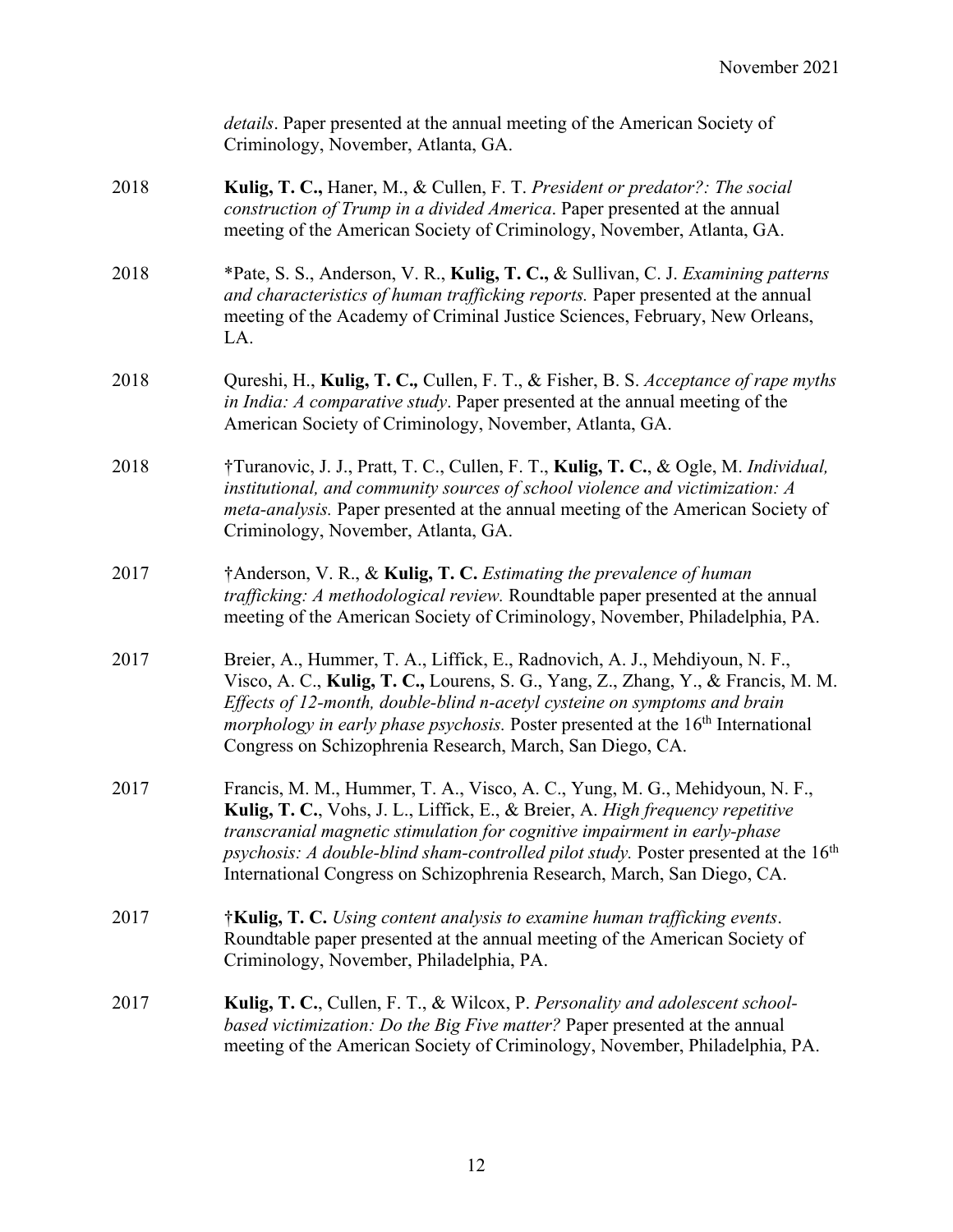*details*. Paper presented at the annual meeting of the American Society of Criminology, November, Atlanta, GA.

2018 **Kulig, T. C.,** Haner, M., & Cullen, F. T. *President or predator?: The social construction of Trump in a divided America*. Paper presented at the annual meeting of the American Society of Criminology, November, Atlanta, GA.

2018 *Pate, S. S., Anderson, V. R., **Kulig, T. C.,** & Sullivan, C. J. *Examining patterns and characteristics of human trafficking reports.* Paper presented at the annual meeting of the Academy of Criminal Justice Sciences, February, New Orleans, LA.

2018 Qureshi, H., **Kulig, T. C.,** Cullen, F. T., & Fisher, B. S. *Acceptance of rape myths in India: A comparative study*. Paper presented at the annual meeting of the American Society of Criminology, November, Atlanta, GA.

2018 †Turanovic, J. J., Pratt, T. C., Cullen, F. T., **Kulig, T. C.**, & Ogle, M. *Individual, institutional, and community sources of school violence and victimization: A meta-analysis.* Paper presented at the annual meeting of the American Society of Criminology, November, Atlanta, GA.

2017 †Anderson, V. R., & **Kulig, T. C.** *Estimating the prevalence of human trafficking: A methodological review.* Roundtable paper presented at the annual meeting of the American Society of Criminology, November, Philadelphia, PA.

2017 Breier, A., Hummer, T. A., Liffick, E., Radnovich, A. J., Mehdiyoun, N. F., Visco, A. C., **Kulig, T. C.,** Lourens, S. G., Yang, Z., Zhang, Y., & Francis, M. M. *Effects of 12-month, double-blind n-acetyl cysteine on symptoms and brain morphology in early phase psychosis.* Poster presented at the 16th International Congress on Schizophrenia Research, March, San Diego, CA.

2017 Francis, M. M., Hummer, T. A., Visco, A. C., Yung, M. G., Mehidyoun, N. F., **Kulig, T. C.**, Vohs, J. L., Liffick, E., & Breier, A. *High frequency repetitive transcranial magnetic stimulation for cognitive impairment in early-phase psychosis: A double-blind sham-controlled pilot study.* Poster presented at the 16th International Congress on Schizophrenia Research, March, San Diego, CA.

2017 †**Kulig, T. C.** *Using content analysis to examine human trafficking events*. Roundtable paper presented at the annual meeting of the American Society of Criminology, November, Philadelphia, PA.

2017 **Kulig, T. C.**, Cullen, F. T., & Wilcox, P. *Personality and adolescent school-based victimization: Do the Big Five matter?* Paper presented at the annual meeting of the American Society of Criminology, November, Philadelphia, PA.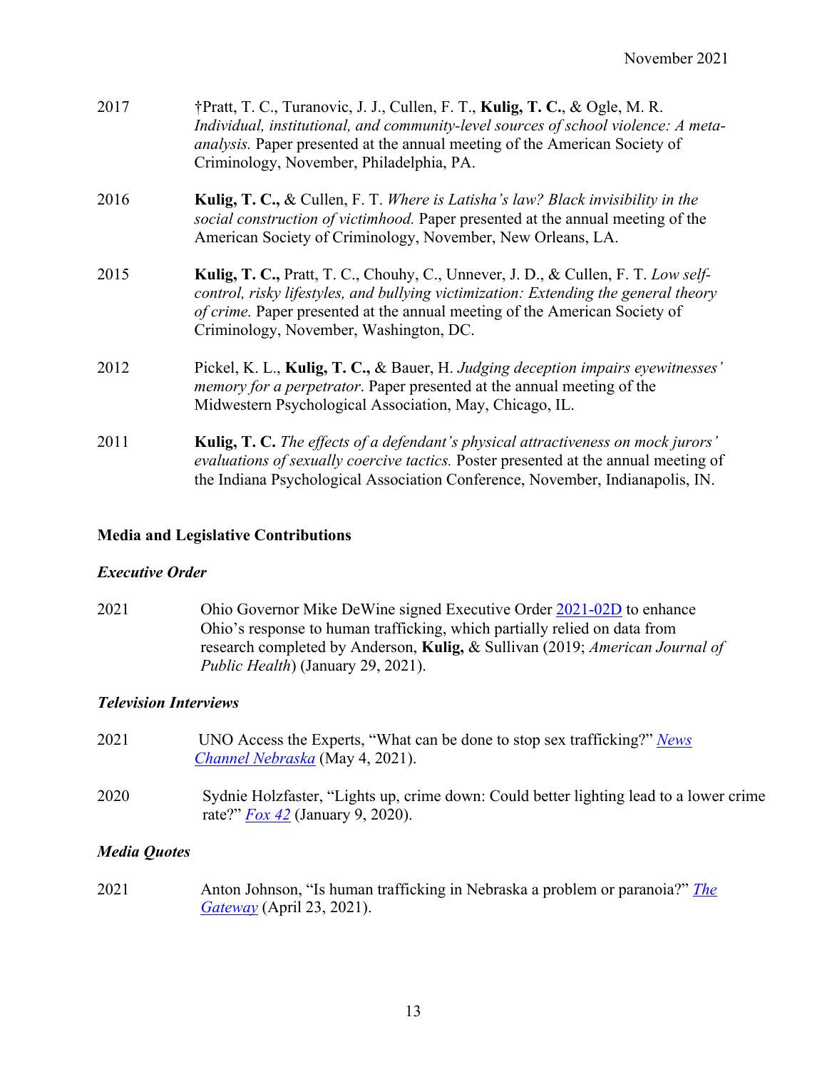2017 †Pratt, T. C., Turanovic, J. J., Cullen, F. T., **Kulig, T. C.**, & Ogle, M. R. *Individual, institutional, and community-level sources of school violence: A meta-analysis.* Paper presented at the annual meeting of the American Society of Criminology, November, Philadelphia, PA.

2016 **Kulig, T. C.,** & Cullen, F. T. *Where is Latisha's law? Black invisibility in the social construction of victimhood.* Paper presented at the annual meeting of the American Society of Criminology, November, New Orleans, LA.

2015 **Kulig, T. C.,** Pratt, T. C., Chouhy, C., Unnever, J. D., & Cullen, F. T. *Low self-control, risky lifestyles, and bullying victimization: Extending the general theory of crime.* Paper presented at the annual meeting of the American Society of Criminology, November, Washington, DC.

2012 Pickel, K. L., **Kulig, T. C.,** & Bauer, H. *Judging deception impairs eyewitnesses' memory for a perpetrator*. Paper presented at the annual meeting of the Midwestern Psychological Association, May, Chicago, IL.

2011 **Kulig, T. C.** *The effects of a defendant's physical attractiveness on mock jurors' evaluations of sexually coercive tactics.* Poster presented at the annual meeting of the Indiana Psychological Association Conference, November, Indianapolis, IN.

## Media and Legislative Contributions

### *Executive Order*

2021 Ohio Governor Mike DeWine signed Executive Order 2021-02D to enhance Ohio's response to human trafficking, which partially relied on data from research completed by Anderson, **Kulig,** & Sullivan (2019; *American Journal of Public Health*) (January 29, 2021).

### *Television Interviews*

2021 UNO Access the Experts, "What can be done to stop sex trafficking?" *News Channel Nebraska* (May 4, 2021).

2020 Sydnie Holzfaster, "Lights up, crime down: Could better lighting lead to a lower crime rate?" *Fox 42* (January 9, 2020).

### *Media Quotes*

2021 Anton Johnson, "Is human trafficking in Nebraska a problem or paranoia?" *The Gateway* (April 23, 2021).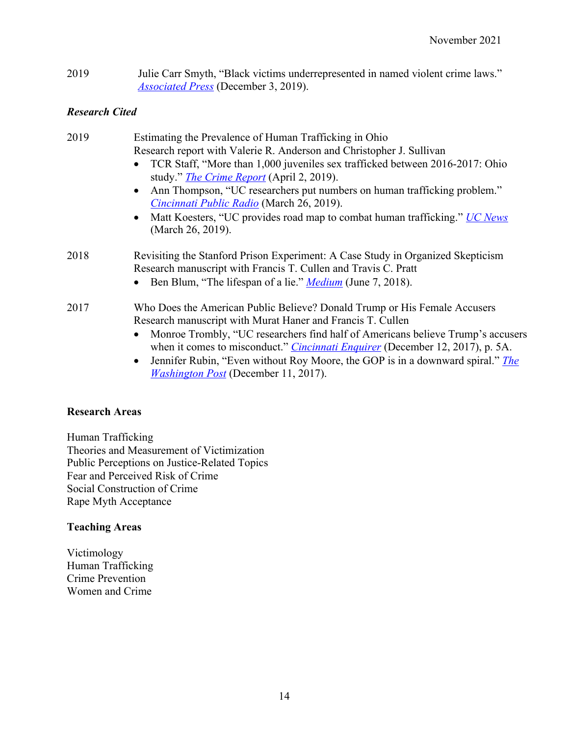2019 Julie Carr Smyth, "Black victims underrepresented in named violent crime laws." *Associated Press* (December 3, 2019).

### *Research Cited*

2019 Estimating the Prevalence of Human Trafficking in Ohio
Research report with Valerie R. Anderson and Christopher J. Sullivan

- TCR Staff, "More than 1,000 juveniles sex trafficked between 2016-2017: Ohio study." *The Crime Report* (April 2, 2019).
- Ann Thompson, "UC researchers put numbers on human trafficking problem." *Cincinnati Public Radio* (March 26, 2019).
- Matt Koesters, "UC provides road map to combat human trafficking." *UC News* (March 26, 2019).

2018 Revisiting the Stanford Prison Experiment: A Case Study in Organized Skepticism
Research manuscript with Francis T. Cullen and Travis C. Pratt

- Ben Blum, "The lifespan of a lie." *Medium* (June 7, 2018).

2017 Who Does the American Public Believe? Donald Trump or His Female Accusers
Research manuscript with Murat Haner and Francis T. Cullen

- Monroe Trombly, "UC researchers find half of Americans believe Trump's accusers when it comes to misconduct." *Cincinnati Enquirer* (December 12, 2017), p. 5A.
- Jennifer Rubin, "Even without Roy Moore, the GOP is in a downward spiral." *The Washington Post* (December 11, 2017).

## Research Areas

Human Trafficking
Theories and Measurement of Victimization
Public Perceptions on Justice-Related Topics
Fear and Perceived Risk of Crime
Social Construction of Crime
Rape Myth Acceptance

## Teaching Areas

Victimology
Human Trafficking
Crime Prevention
Women and Crime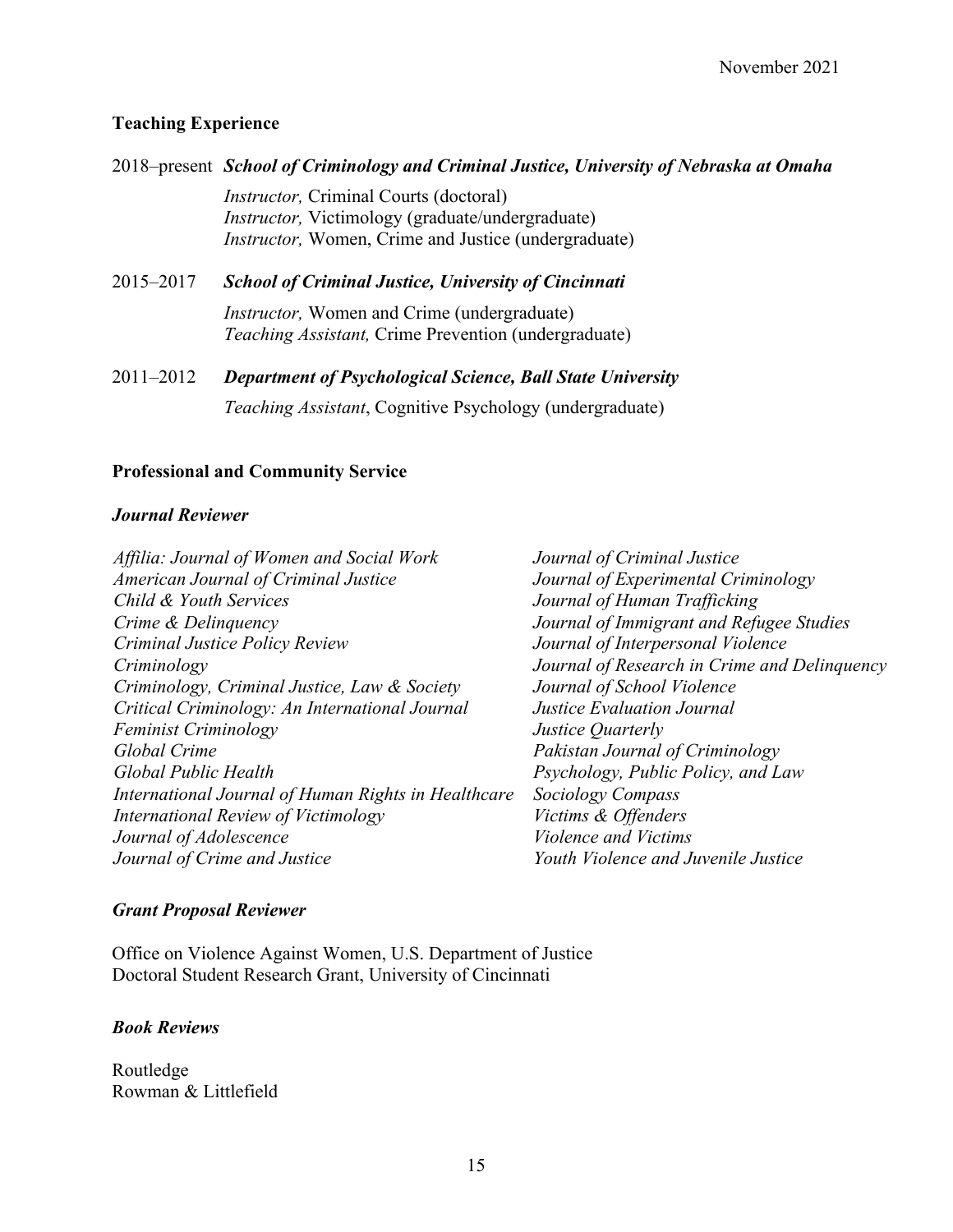## Teaching Experience

2018–present ***School of Criminology and Criminal Justice, University of Nebraska at Omaha***

*Instructor,* Criminal Courts (doctoral)
*Instructor,* Victimology (graduate/undergraduate)
*Instructor,* Women, Crime and Justice (undergraduate)

2015–2017 ***School of Criminal Justice, University of Cincinnati***

*Instructor,* Women and Crime (undergraduate)
*Teaching Assistant,* Crime Prevention (undergraduate)

2011–2012 ***Department of Psychological Science, Ball State University***

*Teaching Assistant*, Cognitive Psychology (undergraduate)

## Professional and Community Service

### *Journal Reviewer*

*Affilia: Journal of Women and Social Work*
*American Journal of Criminal Justice*
*Child & Youth Services*
*Crime & Delinquency*
*Criminal Justice Policy Review*
*Criminology*
*Criminology, Criminal Justice, Law & Society*
*Critical Criminology: An International Journal*
*Feminist Criminology*
*Global Crime*
*Global Public Health*
*International Journal of Human Rights in Healthcare*
*International Review of Victimology*
*Journal of Adolescence*
*Journal of Crime and Justice*
*Journal of Criminal Justice*
*Journal of Experimental Criminology*
*Journal of Human Trafficking*
*Journal of Immigrant and Refugee Studies*
*Journal of Interpersonal Violence*
*Journal of Research in Crime and Delinquency*
*Journal of School Violence*
*Justice Evaluation Journal*
*Justice Quarterly*
*Pakistan Journal of Criminology*
*Psychology, Public Policy, and Law*
*Sociology Compass*
*Victims & Offenders*
*Violence and Victims*
*Youth Violence and Juvenile Justice*

### *Grant Proposal Reviewer*

Office on Violence Against Women, U.S. Department of Justice
Doctoral Student Research Grant, University of Cincinnati

### *Book Reviews*

Routledge
Rowman & Littlefield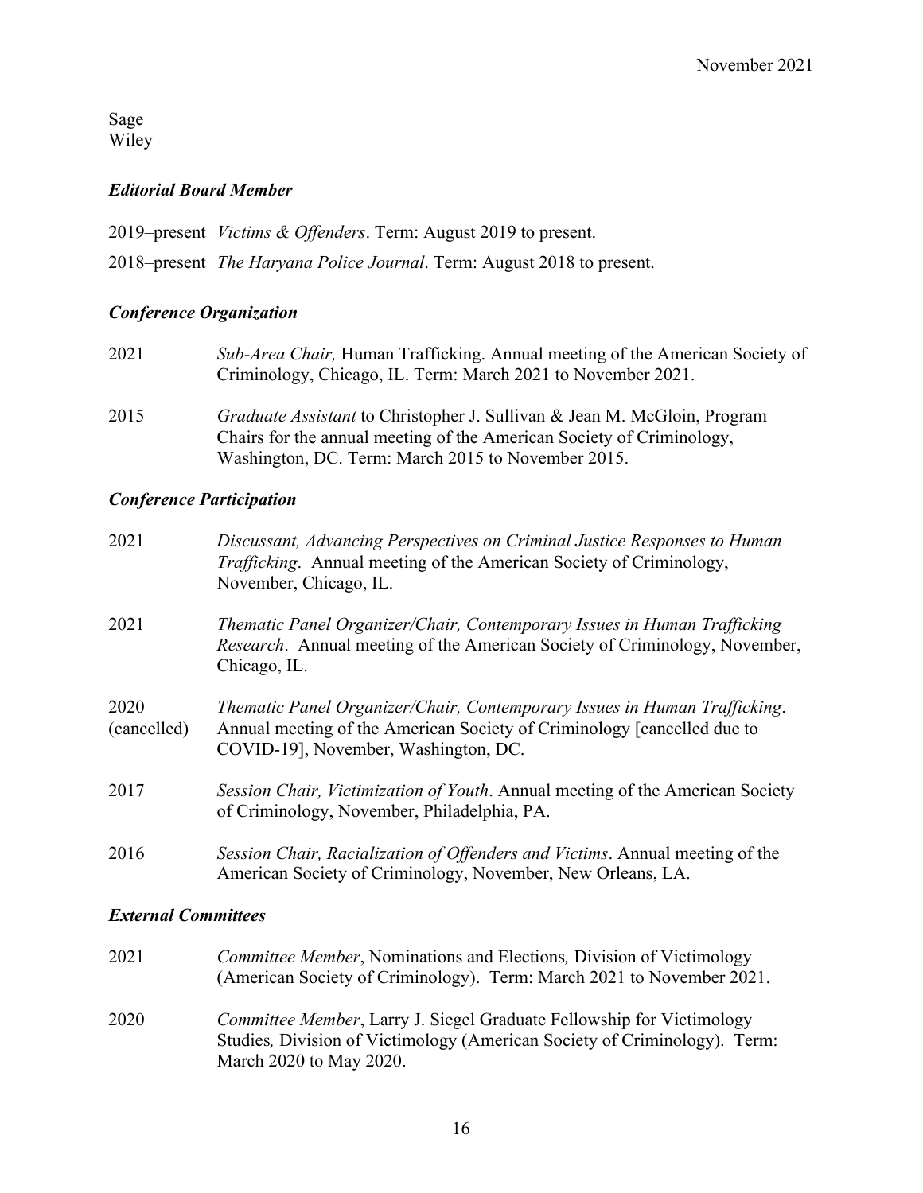Sage
Wiley

### *Editorial Board Member*

2019–present *Victims & Offenders*. Term: August 2019 to present.

2018–present *The Haryana Police Journal*. Term: August 2018 to present.

### *Conference Organization*

2021 *Sub-Area Chair,* Human Trafficking. Annual meeting of the American Society of Criminology, Chicago, IL. Term: March 2021 to November 2021.

2015 *Graduate Assistant* to Christopher J. Sullivan & Jean M. McGloin, Program Chairs for the annual meeting of the American Society of Criminology, Washington, DC. Term: March 2015 to November 2015.

### *Conference Participation*

2021 *Discussant, Advancing Perspectives on Criminal Justice Responses to Human Trafficking*. Annual meeting of the American Society of Criminology, November, Chicago, IL.

2021 *Thematic Panel Organizer/Chair, Contemporary Issues in Human Trafficking Research*. Annual meeting of the American Society of Criminology, November, Chicago, IL.

2020 (cancelled) *Thematic Panel Organizer/Chair, Contemporary Issues in Human Trafficking*. Annual meeting of the American Society of Criminology [cancelled due to COVID-19], November, Washington, DC.

2017 *Session Chair, Victimization of Youth*. Annual meeting of the American Society of Criminology, November, Philadelphia, PA.

2016 *Session Chair, Racialization of Offenders and Victims*. Annual meeting of the American Society of Criminology, November, New Orleans, LA.

### *External Committees*

2021 *Committee Member*, Nominations and Elections*,* Division of Victimology (American Society of Criminology). Term: March 2021 to November 2021.

2020 *Committee Member*, Larry J. Siegel Graduate Fellowship for Victimology Studies*,* Division of Victimology (American Society of Criminology). Term: March 2020 to May 2020.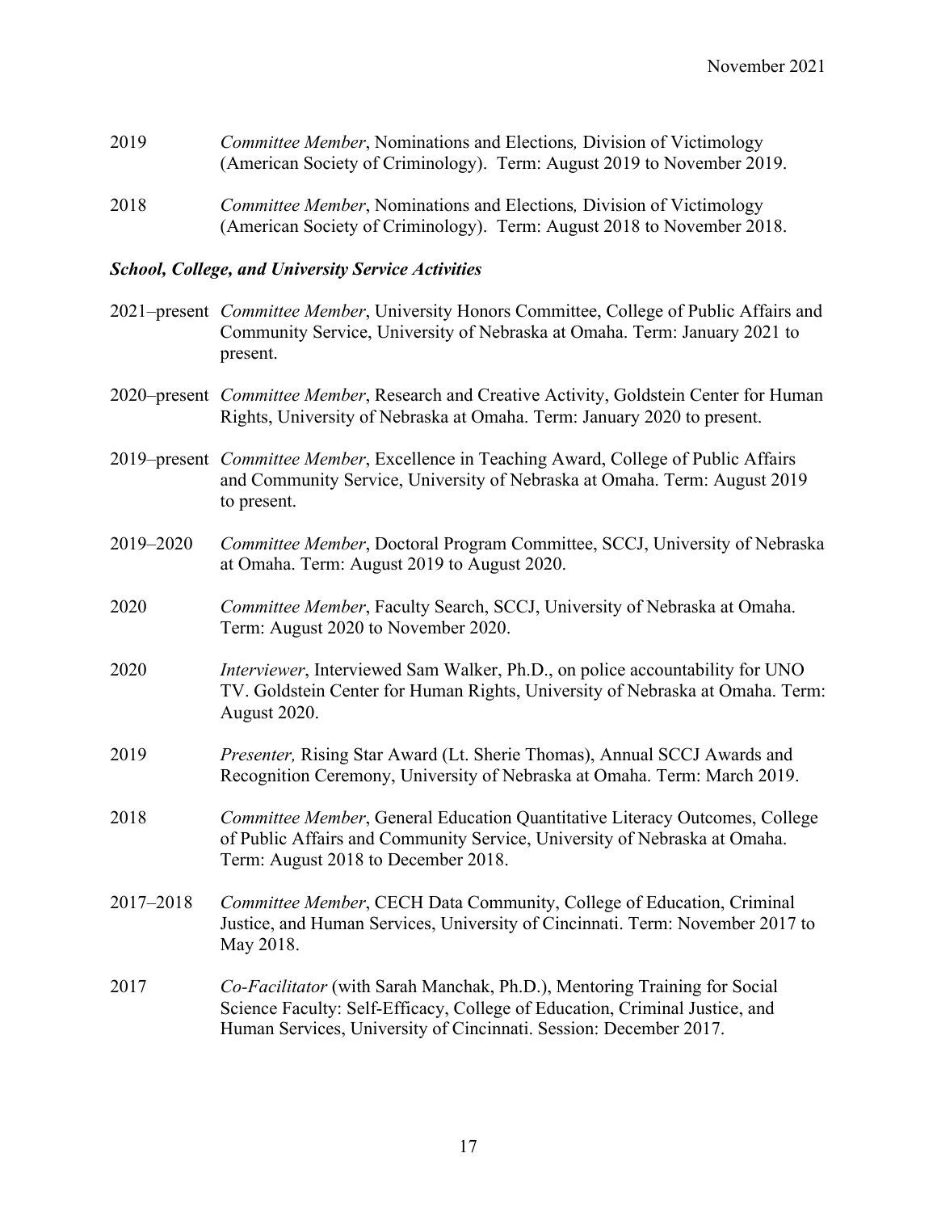2019 *Committee Member*, Nominations and Elections*,* Division of Victimology (American Society of Criminology). Term: August 2019 to November 2019.

2018 *Committee Member*, Nominations and Elections*,* Division of Victimology (American Society of Criminology). Term: August 2018 to November 2018.

### *School, College, and University Service Activities*

2021–present *Committee Member*, University Honors Committee, College of Public Affairs and Community Service, University of Nebraska at Omaha. Term: January 2021 to present.

2020–present *Committee Member*, Research and Creative Activity, Goldstein Center for Human Rights, University of Nebraska at Omaha. Term: January 2020 to present.

2019–present *Committee Member*, Excellence in Teaching Award, College of Public Affairs and Community Service, University of Nebraska at Omaha. Term: August 2019 to present.

2019–2020 *Committee Member*, Doctoral Program Committee, SCCJ, University of Nebraska at Omaha. Term: August 2019 to August 2020.

2020 *Committee Member*, Faculty Search, SCCJ, University of Nebraska at Omaha. Term: August 2020 to November 2020.

2020 *Interviewer*, Interviewed Sam Walker, Ph.D., on police accountability for UNO TV. Goldstein Center for Human Rights, University of Nebraska at Omaha. Term: August 2020.

2019 *Presenter,* Rising Star Award (Lt. Sherie Thomas), Annual SCCJ Awards and Recognition Ceremony, University of Nebraska at Omaha. Term: March 2019.

2018 *Committee Member*, General Education Quantitative Literacy Outcomes, College of Public Affairs and Community Service, University of Nebraska at Omaha. Term: August 2018 to December 2018.

2017–2018 *Committee Member*, CECH Data Community, College of Education, Criminal Justice, and Human Services, University of Cincinnati. Term: November 2017 to May 2018.

2017 *Co-Facilitator* (with Sarah Manchak, Ph.D.), Mentoring Training for Social Science Faculty: Self-Efficacy, College of Education, Criminal Justice, and Human Services, University of Cincinnati. Session: December 2017.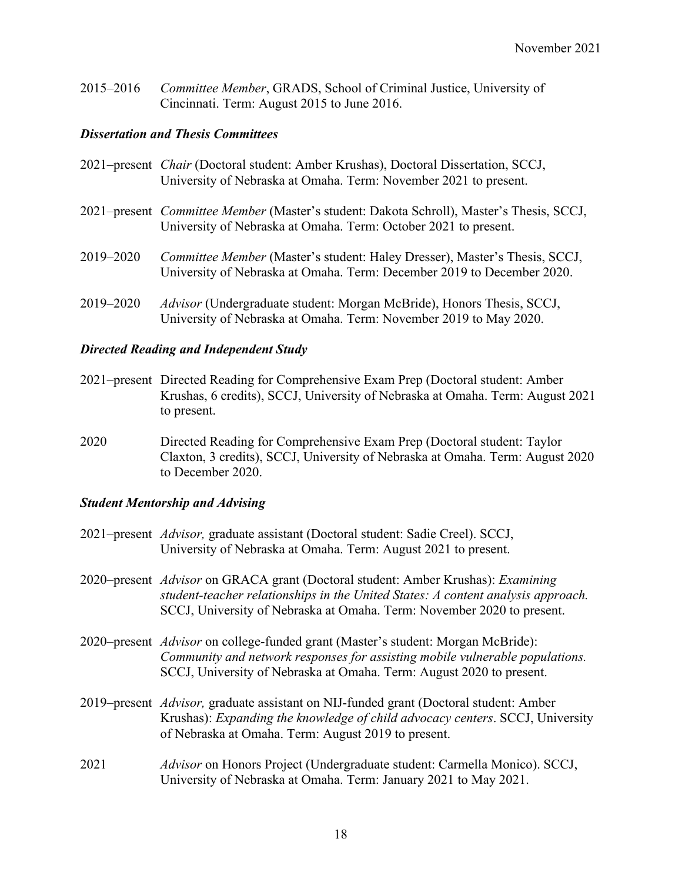2015–2016 *Committee Member*, GRADS, School of Criminal Justice, University of Cincinnati. Term: August 2015 to June 2016.

### *Dissertation and Thesis Committees*

2021–present *Chair* (Doctoral student: Amber Krushas), Doctoral Dissertation, SCCJ, University of Nebraska at Omaha. Term: November 2021 to present.

2021–present *Committee Member* (Master's student: Dakota Schroll), Master's Thesis, SCCJ, University of Nebraska at Omaha. Term: October 2021 to present.

2019–2020 *Committee Member* (Master's student: Haley Dresser), Master's Thesis, SCCJ, University of Nebraska at Omaha. Term: December 2019 to December 2020.

2019–2020 *Advisor* (Undergraduate student: Morgan McBride), Honors Thesis, SCCJ, University of Nebraska at Omaha. Term: November 2019 to May 2020.

### *Directed Reading and Independent Study*

2021–present Directed Reading for Comprehensive Exam Prep (Doctoral student: Amber Krushas, 6 credits), SCCJ, University of Nebraska at Omaha. Term: August 2021 to present.

2020 Directed Reading for Comprehensive Exam Prep (Doctoral student: Taylor Claxton, 3 credits), SCCJ, University of Nebraska at Omaha. Term: August 2020 to December 2020.

### *Student Mentorship and Advising*

2021–present *Advisor,* graduate assistant (Doctoral student: Sadie Creel). SCCJ, University of Nebraska at Omaha. Term: August 2021 to present.

2020–present *Advisor* on GRACA grant (Doctoral student: Amber Krushas): *Examining student-teacher relationships in the United States: A content analysis approach.* SCCJ, University of Nebraska at Omaha. Term: November 2020 to present.

2020–present *Advisor* on college-funded grant (Master's student: Morgan McBride): *Community and network responses for assisting mobile vulnerable populations.* SCCJ, University of Nebraska at Omaha. Term: August 2020 to present.

2019–present *Advisor,* graduate assistant on NIJ-funded grant (Doctoral student: Amber Krushas): *Expanding the knowledge of child advocacy centers*. SCCJ, University of Nebraska at Omaha. Term: August 2019 to present.

2021 *Advisor* on Honors Project (Undergraduate student: Carmella Monico). SCCJ, University of Nebraska at Omaha. Term: January 2021 to May 2021.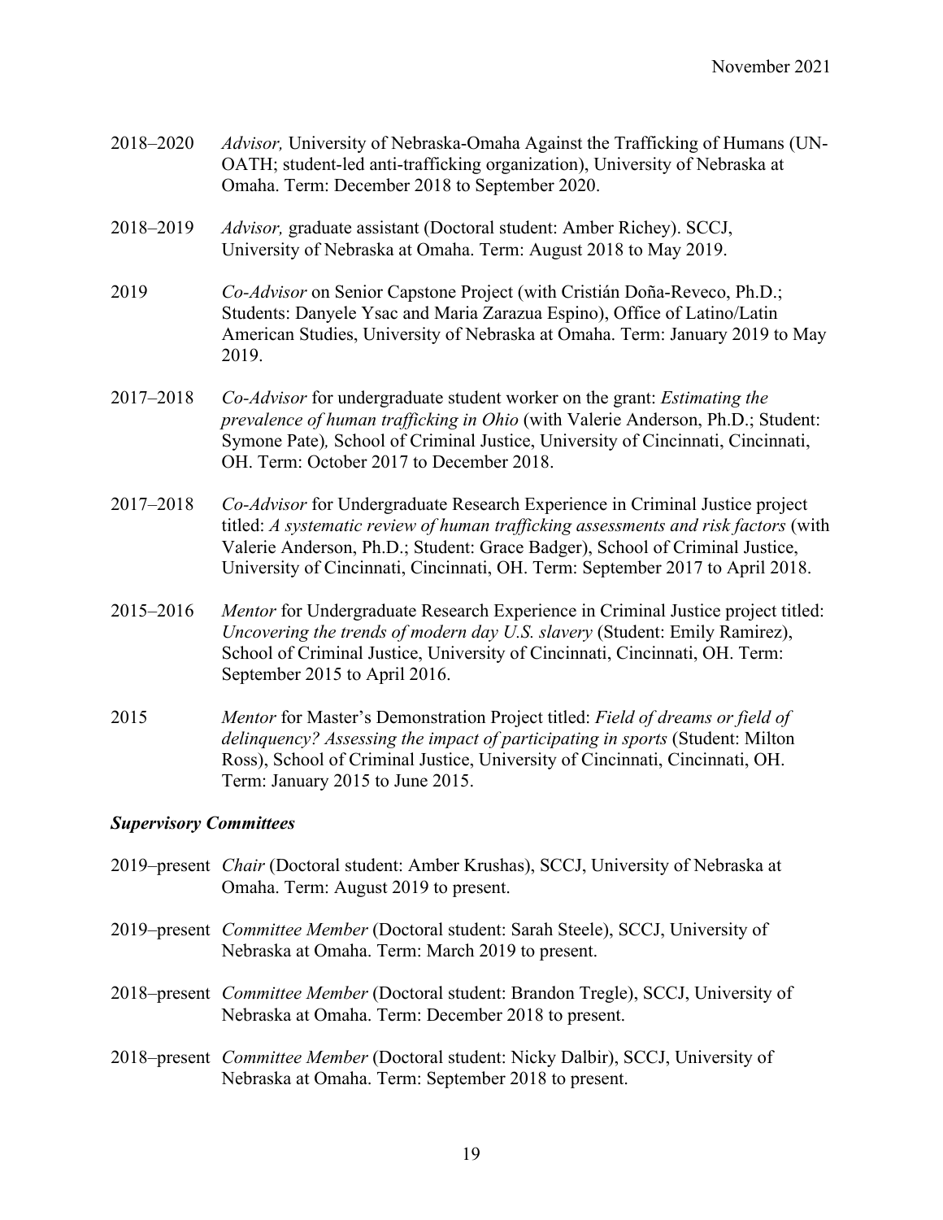2018–2020 *Advisor,* University of Nebraska-Omaha Against the Trafficking of Humans (UN-OATH; student-led anti-trafficking organization), University of Nebraska at Omaha. Term: December 2018 to September 2020.

2018–2019 *Advisor,* graduate assistant (Doctoral student: Amber Richey). SCCJ, University of Nebraska at Omaha. Term: August 2018 to May 2019.

2019 *Co-Advisor* on Senior Capstone Project (with Cristián Doña-Reveco, Ph.D.; Students: Danyele Ysac and Maria Zarazua Espino), Office of Latino/Latin American Studies, University of Nebraska at Omaha. Term: January 2019 to May 2019.

2017–2018 *Co-Advisor* for undergraduate student worker on the grant: *Estimating the prevalence of human trafficking in Ohio* (with Valerie Anderson, Ph.D.; Student: Symone Pate)*,* School of Criminal Justice, University of Cincinnati, Cincinnati, OH. Term: October 2017 to December 2018.

2017–2018 *Co-Advisor* for Undergraduate Research Experience in Criminal Justice project titled: *A systematic review of human trafficking assessments and risk factors* (with Valerie Anderson, Ph.D.; Student: Grace Badger), School of Criminal Justice, University of Cincinnati, Cincinnati, OH. Term: September 2017 to April 2018.

2015–2016 *Mentor* for Undergraduate Research Experience in Criminal Justice project titled: *Uncovering the trends of modern day U.S. slavery* (Student: Emily Ramirez), School of Criminal Justice, University of Cincinnati, Cincinnati, OH. Term: September 2015 to April 2016.

2015 *Mentor* for Master's Demonstration Project titled: *Field of dreams or field of delinquency? Assessing the impact of participating in sports* (Student: Milton Ross), School of Criminal Justice, University of Cincinnati, Cincinnati, OH. Term: January 2015 to June 2015.

### *Supervisory Committees*

2019–present *Chair* (Doctoral student: Amber Krushas), SCCJ, University of Nebraska at Omaha. Term: August 2019 to present.

2019–present *Committee Member* (Doctoral student: Sarah Steele), SCCJ, University of Nebraska at Omaha. Term: March 2019 to present.

2018–present *Committee Member* (Doctoral student: Brandon Tregle), SCCJ, University of Nebraska at Omaha. Term: December 2018 to present.

2018–present *Committee Member* (Doctoral student: Nicky Dalbir), SCCJ, University of Nebraska at Omaha. Term: September 2018 to present.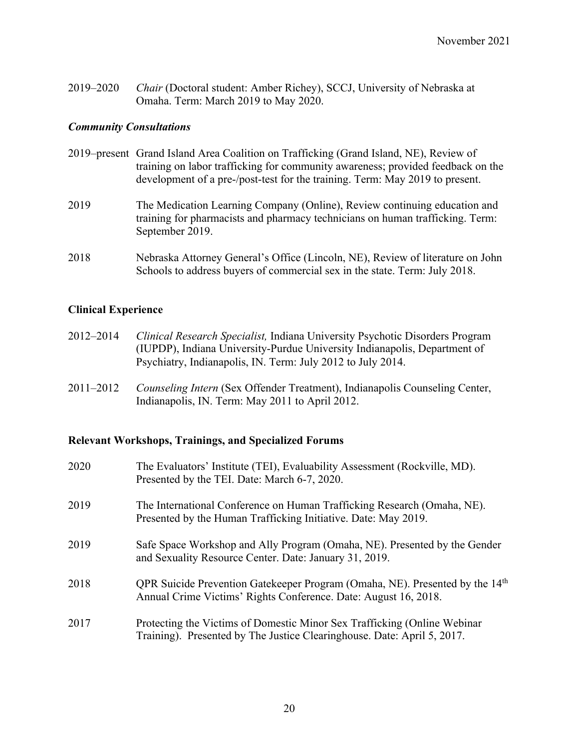2019–2020 *Chair* (Doctoral student: Amber Richey), SCCJ, University of Nebraska at Omaha. Term: March 2019 to May 2020.

### *Community Consultations*

2019–present Grand Island Area Coalition on Trafficking (Grand Island, NE), Review of training on labor trafficking for community awareness; provided feedback on the development of a pre-/post-test for the training. Term: May 2019 to present.

2019 The Medication Learning Company (Online), Review continuing education and training for pharmacists and pharmacy technicians on human trafficking. Term: September 2019.

2018 Nebraska Attorney General's Office (Lincoln, NE), Review of literature on John Schools to address buyers of commercial sex in the state. Term: July 2018.

## Clinical Experience

2012–2014 *Clinical Research Specialist,* Indiana University Psychotic Disorders Program (IUPDP), Indiana University-Purdue University Indianapolis, Department of Psychiatry, Indianapolis, IN. Term: July 2012 to July 2014.

2011–2012 *Counseling Intern* (Sex Offender Treatment), Indianapolis Counseling Center, Indianapolis, IN. Term: May 2011 to April 2012.

## Relevant Workshops, Trainings, and Specialized Forums

2020 The Evaluators' Institute (TEI), Evaluability Assessment (Rockville, MD). Presented by the TEI. Date: March 6-7, 2020.

2019 The International Conference on Human Trafficking Research (Omaha, NE). Presented by the Human Trafficking Initiative. Date: May 2019.

2019 Safe Space Workshop and Ally Program (Omaha, NE). Presented by the Gender and Sexuality Resource Center. Date: January 31, 2019.

2018 QPR Suicide Prevention Gatekeeper Program (Omaha, NE). Presented by the 14th Annual Crime Victims' Rights Conference. Date: August 16, 2018.

2017 Protecting the Victims of Domestic Minor Sex Trafficking (Online Webinar Training). Presented by The Justice Clearinghouse. Date: April 5, 2017.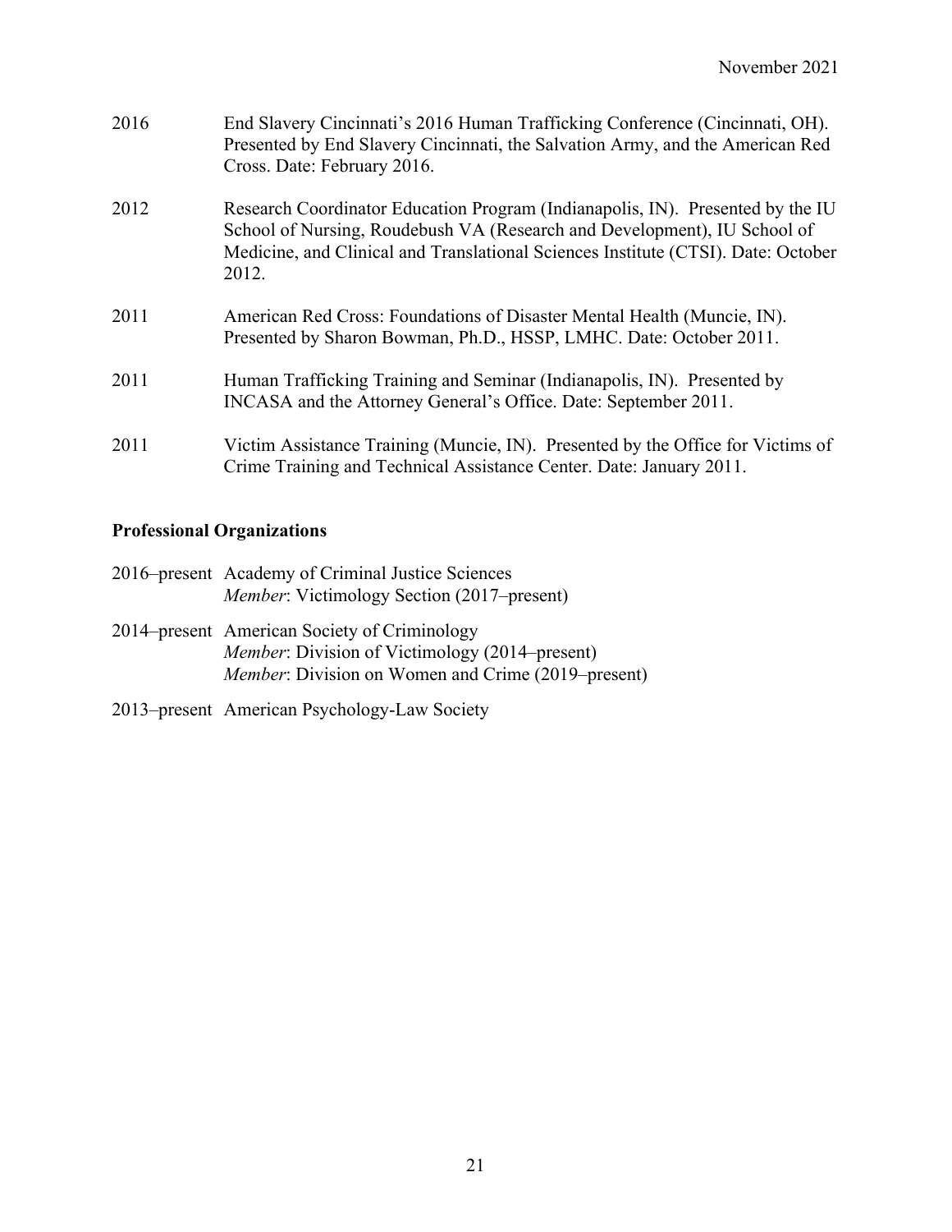2016 End Slavery Cincinnati's 2016 Human Trafficking Conference (Cincinnati, OH). Presented by End Slavery Cincinnati, the Salvation Army, and the American Red Cross. Date: February 2016.

2012 Research Coordinator Education Program (Indianapolis, IN). Presented by the IU School of Nursing, Roudebush VA (Research and Development), IU School of Medicine, and Clinical and Translational Sciences Institute (CTSI). Date: October 2012.

2011 American Red Cross: Foundations of Disaster Mental Health (Muncie, IN). Presented by Sharon Bowman, Ph.D., HSSP, LMHC. Date: October 2011.

2011 Human Trafficking Training and Seminar (Indianapolis, IN). Presented by INCASA and the Attorney General's Office. Date: September 2011.

2011 Victim Assistance Training (Muncie, IN). Presented by the Office for Victims of Crime Training and Technical Assistance Center. Date: January 2011.

**Professional Organizations**

2016–present Academy of Criminal Justice Sciences
*Member*: Victimology Section (2017–present)

2014–present American Society of Criminology
*Member*: Division of Victimology (2014–present)
*Member*: Division on Women and Crime (2019–present)

2013–present American Psychology-Law Society